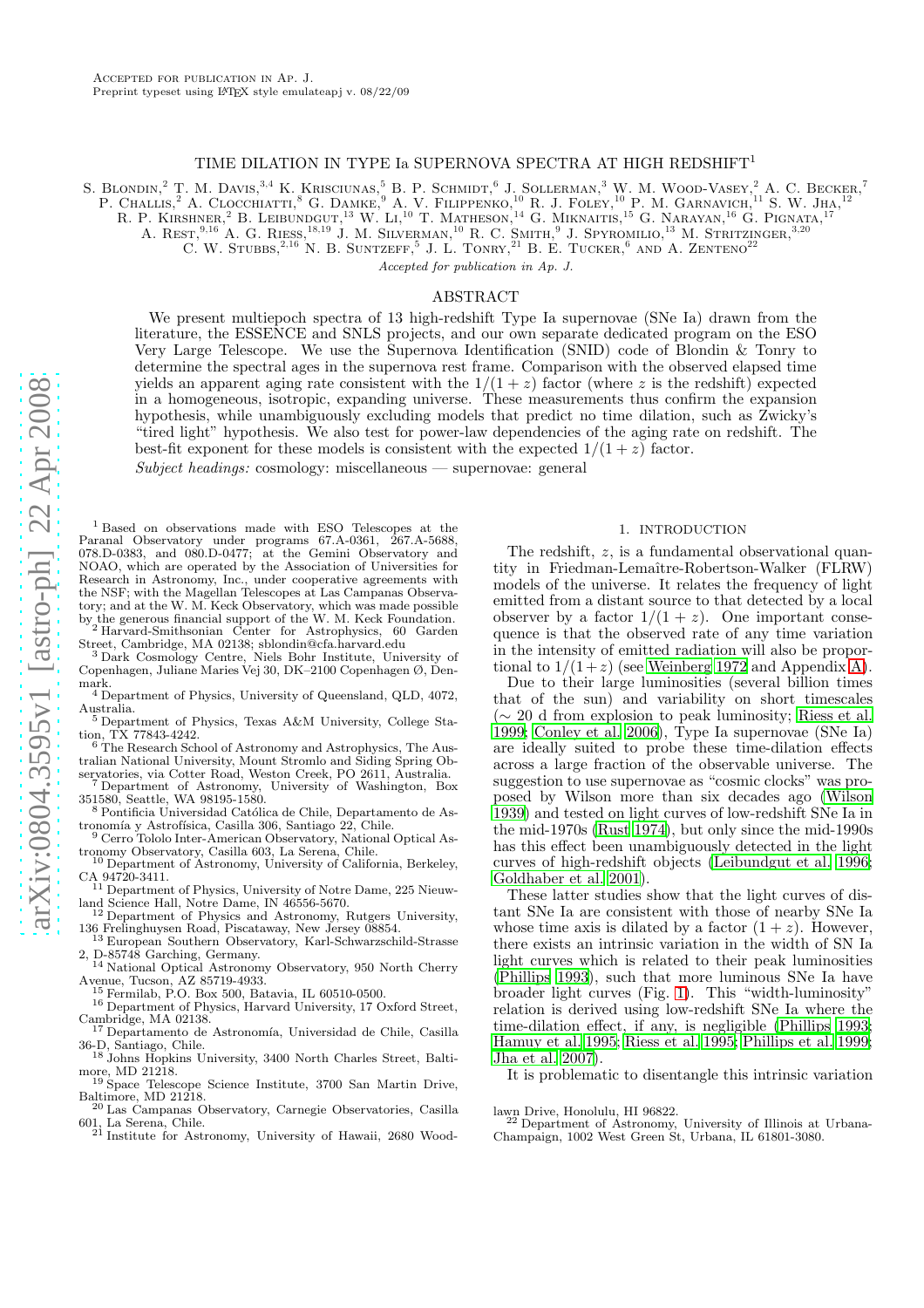Accepted for publication in Ap. J.
Preprint typeset using LaTeX style emulateapj v. 08/22/09

# TIME DILATION IN TYPE Ia SUPERNOVA SPECTRA AT HIGH REDSHIFT[1]

S. Blondin,[2] T. M. Davis,[3,4] K. Krisciunas,[5] B. P. Schmidt,[6] J. Sollerman,[3] W. M. Wood-Vasey,[2] A. C. Becker,[7] P. Challis,[2] A. Clocchiatti,[8] G. Damke,[9] A. V. Filippenko,[10] R. J. Foley,[10] P. M. Garnavich,[11] S. W. Jha,[12] R. P. Kirshner,[2] B. Leibundgut,[13] W. Li,[10] T. Matheson,[14] G. Miknaitis,[15] G. Narayan,[16] G. Pignata,[17] A. Rest,[9,16] A. G. Riess,[18,19] J. M. Silverman,[10] R. C. Smith,[9] J. Spyromilio,[13] M. Stritzinger,[3,20] C. W. Stubbs,[2,16] N. B. Suntzeff,[5] J. L. Tonry,[21] B. E. Tucker,[6] and A. Zenteno[22]

*Accepted for publication in Ap. J.*

## ABSTRACT

We present multiepoch spectra of 13 high-redshift Type Ia supernovae (SNe Ia) drawn from the literature, the ESSENCE and SNLS projects, and our own separate dedicated program on the ESO Very Large Telescope. We use the Supernova Identification (SNID) code of Blondin & Tonry to determine the spectral ages in the supernova rest frame. Comparison with the observed elapsed time yields an apparent aging rate consistent with the $1/(1+z)$ factor (where $z$ is the redshift) expected in a homogeneous, isotropic, expanding universe. These measurements thus confirm the expansion hypothesis, while unambiguously excluding models that predict no time dilation, such as Zwicky's "tired light" hypothesis. We also test for power-law dependencies of the aging rate on redshift. The best-fit exponent for these models is consistent with the expected $1/(1+z)$ factor.

*Subject headings:* cosmology: miscellaneous — supernovae: general

## 1. INTRODUCTION

The redshift, $z$, is a fundamental observational quantity in Friedman-Lemaître-Robertson-Walker (FLRW) models of the universe. It relates the frequency of light emitted from a distant source to that detected by a local observer by a factor $1/(1+z)$. One important consequence is that the observed rate of any time variation in the intensity of emitted radiation will also be proportional to $1/(1+z)$ (see Weinberg 1972 and Appendix A).

Due to their large luminosities (several billion times that of the sun) and variability on short timescales ($\sim 20$ d from explosion to peak luminosity; Riess et al. 1999; Conley et al. 2006), Type Ia supernovae (SNe Ia) are ideally suited to probe these time-dilation effects across a large fraction of the observable universe. The suggestion to use supernovae as "cosmic clocks" was proposed by Wilson more than six decades ago (Wilson 1939) and tested on light curves of low-redshift SNe Ia in the mid-1970s (Rust 1974), but only since the mid-1990s has this effect been unambiguously detected in the light curves of high-redshift objects (Leibundgut et al. 1996; Goldhaber et al. 2001).

These latter studies show that the light curves of distant SNe Ia are consistent with those of nearby SNe Ia whose time axis is dilated by a factor $(1+z)$. However, there exists an intrinsic variation in the width of SN Ia light curves which is related to their peak luminosities (Phillips 1993), such that more luminous SNe Ia have broader light curves (Fig. 1). This "width-luminosity" relation is derived using low-redshift SNe Ia where the time-dilation effect, if any, is negligible (Phillips 1993; Hamuy et al. 1995; Riess et al. 1995; Phillips et al. 1999; Jha et al. 2007).

It is problematic to disentangle this intrinsic variation

---

[1] Based on observations made with ESO Telescopes at the Paranal Observatory under programs 67.A-0361, 267.A-5688, 078.D-0383, and 080.D-0477; at the Gemini Observatory and NOAO, which are operated by the Association of Universities for Research in Astronomy, Inc., under cooperative agreements with the NSF; with the Magellan Telescopes at Las Campanas Observatory; and at the W. M. Keck Observatory, which was made possible by the generous financial support of the W. M. Keck Foundation.

[2] Harvard-Smithsonian Center for Astrophysics, 60 Garden Street, Cambridge, MA 02138; sblondin@cfa.harvard.edu

[3] Dark Cosmology Centre, Niels Bohr Institute, University of Copenhagen, Juliane Maries Vej 30, DK–2100 Copenhagen Ø, Denmark.

[4] Department of Physics, University of Queensland, QLD, 4072, Australia.

[5] Department of Physics, Texas A&M University, College Station, TX 77843-4242.

[6] The Research School of Astronomy and Astrophysics, The Australian National University, Mount Stromlo and Siding Spring Observatories, via Cotter Road, Weston Creek, PO 2611, Australia.

[7] Department of Astronomy, University of Washington, Box 351580, Seattle, WA 98195-1580.

[8] Pontificia Universidad Católica de Chile, Departamento de Astronomía y Astrofísica, Casilla 306, Santiago 22, Chile.

[9] Cerro Tololo Inter-American Observatory, National Optical Astronomy Observatory, Casilla 603, La Serena, Chile.

[10] Department of Astronomy, University of California, Berkeley, CA 94720-3411.

[11] Department of Physics, University of Notre Dame, 225 Nieuwland Science Hall, Notre Dame, IN 46556-5670.

[12] Department of Physics and Astronomy, Rutgers University, 136 Frelinghuysen Road, Piscataway, New Jersey 08854.

[13] European Southern Observatory, Karl-Schwarzschild-Strasse 2, D-85748 Garching, Germany.

[14] National Optical Astronomy Observatory, 950 North Cherry Avenue, Tucson, AZ 85719-4933.

[15] Fermilab, P.O. Box 500, Batavia, IL 60510-0500.

[16] Department of Physics, Harvard University, 17 Oxford Street, Cambridge, MA 02138.

[17] Departamento de Astronomía, Universidad de Chile, Casilla 36-D, Santiago, Chile.

[18] Johns Hopkins University, 3400 North Charles Street, Baltimore, MD 21218.

[19] Space Telescope Science Institute, 3700 San Martin Drive, Baltimore, MD 21218.

[20] Las Campanas Observatory, Carnegie Observatories, Casilla 601, La Serena, Chile.

[21] Institute for Astronomy, University of Hawaii, 2680 Woodlawn Drive, Honolulu, HI 96822.

[22] Department of Astronomy, University of Illinois at Urbana-Champaign, 1002 West Green St, Urbana, IL 61801-3080.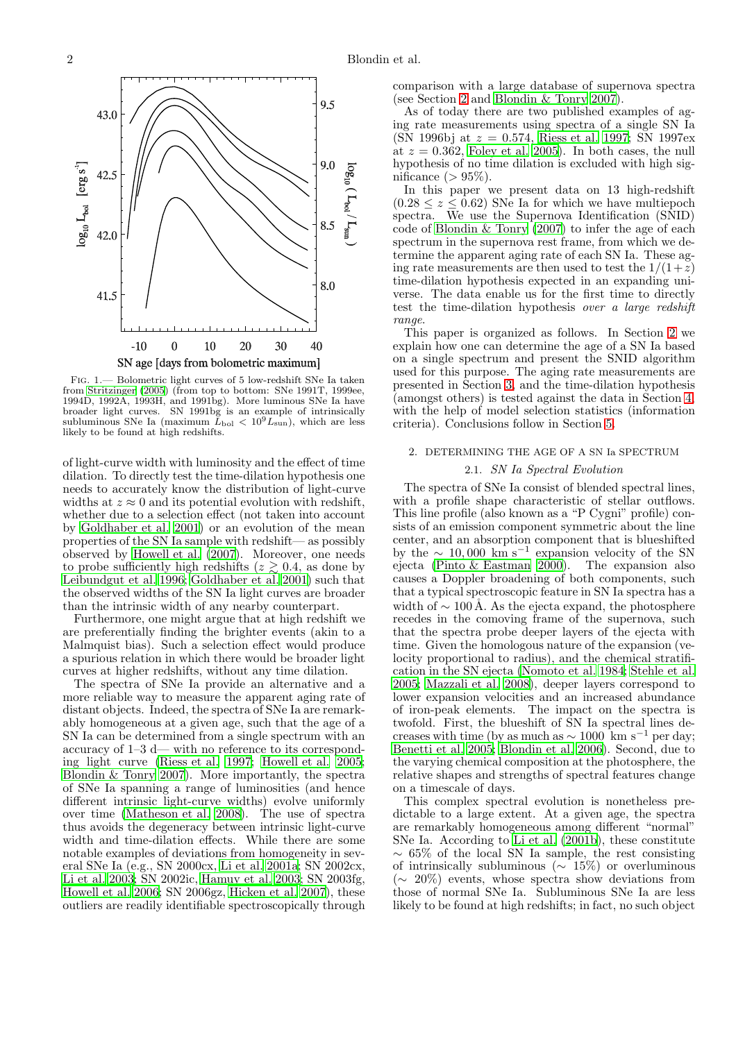Fig. 1.— Bolometric light curves of 5 low-redshift SNe Ia taken from Stritzinger (2005) (from top to bottom: SNe 1991T, 1999ee, 1994D, 1992A, 1993H, and 1991bg). More luminous SNe Ia have broader light curves. SN 1991bg is an example of intrinsically subluminous SNe Ia (maximum $L_{\rm bol} < 10^9 L_{\rm sun}$), which are less likely to be found at high redshifts.

of light-curve width with luminosity and the effect of time dilation. To directly test the time-dilation hypothesis one needs to accurately know the distribution of light-curve widths at $z \approx 0$ and its potential evolution with redshift, whether due to a selection effect (not taken into account by Goldhaber et al. 2001) or an evolution of the mean properties of the SN Ia sample with redshift— as possibly observed by Howell et al. (2007). Moreover, one needs to probe sufficiently high redshifts ($z \gtrsim 0.4$, as done by Leibundgut et al. 1996; Goldhaber et al. 2001) such that the observed widths of the SN Ia light curves are broader than the intrinsic width of any nearby counterpart.

Furthermore, one might argue that at high redshift we are preferentially finding the brighter events (akin to a Malmquist bias). Such a selection effect would produce a spurious relation in which there would be broader light curves at higher redshifts, without any time dilation.

The spectra of SNe Ia provide an alternative and a more reliable way to measure the apparent aging rate of distant objects. Indeed, the spectra of SNe Ia are remarkably homogeneous at a given age, such that the age of a SN Ia can be determined from a single spectrum with an accuracy of 1–3 d— with no reference to its corresponding light curve (Riess et al. 1997; Howell et al. 2005; Blondin & Tonry 2007). More importantly, the spectra of SNe Ia spanning a range of luminosities (and hence different intrinsic light-curve widths) evolve uniformly over time (Matheson et al. 2008). The use of spectra thus avoids the degeneracy between intrinsic light-curve width and time-dilation effects. While there are some notable examples of deviations from homogeneity in several SNe Ia (e.g., SN 2000cx, Li et al. 2001a; SN 2002cx, Li et al. 2003; SN 2002ic, Hamuy et al. 2003; SN 2003fg, Howell et al. 2006; SN 2006gz, Hicken et al. 2007), these outliers are readily identifiable spectroscopically through comparison with a large database of supernova spectra (see Section 2 and Blondin & Tonry 2007).

As of today there are two published examples of aging rate measurements using spectra of a single SN Ia (SN 1996bj at $z = 0.574$, Riess et al. 1997; SN 1997ex at $z = 0.362$, Foley et al. 2005). In both cases, the null hypothesis of no time dilation is excluded with high significance (> 95%).

In this paper we present data on 13 high-redshift ($0.28 \leq z \leq 0.62$) SNe Ia for which we have multiepoch spectra. We use the Supernova Identification (SNID) code of Blondin & Tonry (2007) to infer the age of each spectrum in the supernova rest frame, from which we determine the apparent aging rate of each SN Ia. These aging rate measurements are then used to test the $1/(1+z)$ time-dilation hypothesis expected in an expanding universe. The data enable us for the first time to directly test the time-dilation hypothesis *over a large redshift range*.

This paper is organized as follows. In Section 2 we explain how one can determine the age of a SN Ia based on a single spectrum and present the SNID algorithm used for this purpose. The aging rate measurements are presented in Section 3, and the time-dilation hypothesis (amongst others) is tested against the data in Section 4, with the help of model selection statistics (information criteria). Conclusions follow in Section 5.

## 2. DETERMINING THE AGE OF A SN Ia SPECTRUM

### 2.1. *SN Ia Spectral Evolution*

The spectra of SNe Ia consist of blended spectral lines, with a profile shape characteristic of stellar outflows. This line profile (also known as a "P Cygni" profile) consists of an emission component symmetric about the line center, and an absorption component that is blueshifted by the $\sim 10,000$ km s$^{-1}$ expansion velocity of the SN ejecta (Pinto & Eastman 2000). The expansion also causes a Doppler broadening of both components, such that a typical spectroscopic feature in SN Ia spectra has a width of $\sim 100$ Å. As the ejecta expand, the photosphere recedes in the comoving frame of the supernova, such that the spectra probe deeper layers of the ejecta with time. Given the homologous nature of the expansion (velocity proportional to radius), and the chemical stratification in the SN ejecta (Nomoto et al. 1984; Stehle et al. 2005; Mazzali et al. 2008), deeper layers correspond to lower expansion velocities and an increased abundance of iron-peak elements. The impact on the spectra is twofold. First, the blueshift of SN Ia spectral lines decreases with time (by as much as $\sim 1000$ km s$^{-1}$ per day; Benetti et al. 2005; Blondin et al. 2006). Second, due to the varying chemical composition at the photosphere, the relative shapes and strengths of spectral features change on a timescale of days.

This complex spectral evolution is nonetheless predictable to a large extent. At a given age, the spectra are remarkably homogeneous among different "normal" SNe Ia. According to Li et al. (2001b), these constitute $\sim 65\%$ of the local SN Ia sample, the rest consisting of intrinsically subluminous ($\sim 15\%$) or overluminous ($\sim 20\%$) events, whose spectra show deviations from those of normal SNe Ia. Subluminous SNe Ia are less likely to be found at high redshifts; in fact, no such object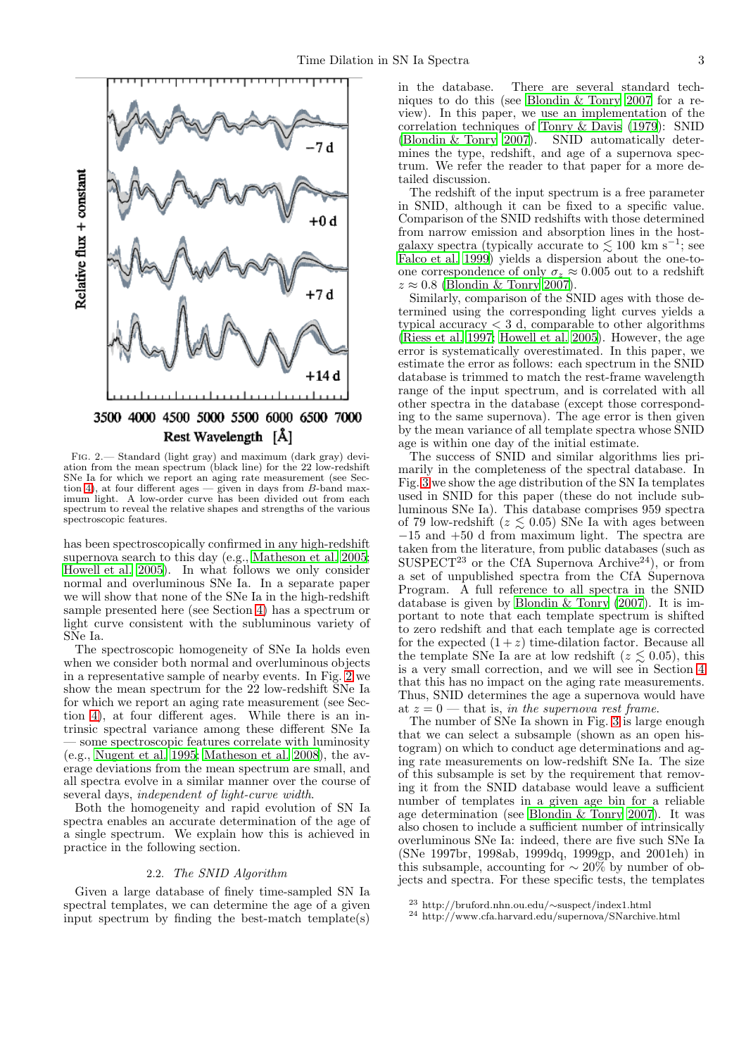Fig. 2.— Standard (light gray) and maximum (dark gray) deviation from the mean spectrum (black line) for the 22 low-redshift SNe Ia for which we report an aging rate measurement (see Section 4), at four different ages — given in days from $B$-band maximum light. A low-order curve has been divided out from each spectrum to reveal the relative shapes and strengths of the various spectroscopic features.

has been spectroscopically confirmed in any high-redshift supernova search to this day (e.g., Matheson et al. 2005; Howell et al. 2005). In what follows we only consider normal and overluminous SNe Ia. In a separate paper we will show that none of the SNe Ia in the high-redshift sample presented here (see Section 4) has a spectrum or light curve consistent with the subluminous variety of SNe Ia.

The spectroscopic homogeneity of SNe Ia holds even when we consider both normal and overluminous objects in a representative sample of nearby events. In Fig. 2 we show the mean spectrum for the 22 low-redshift SNe Ia for which we report an aging rate measurement (see Section 4), at four different ages. While there is an intrinsic spectral variance among these different SNe Ia — some spectroscopic features correlate with luminosity (e.g., Nugent et al. 1995; Matheson et al. 2008), the average deviations from the mean spectrum are small, and all spectra evolve in a similar manner over the course of several days, *independent of light-curve width*.

Both the homogeneity and rapid evolution of SN Ia spectra enables an accurate determination of the age of a single spectrum. We explain how this is achieved in practice in the following section.

### 2.2. *The SNID Algorithm*

Given a large database of finely time-sampled SN Ia spectral templates, we can determine the age of a given input spectrum by finding the best-match template(s) in the database. There are several standard techniques to do this (see Blondin & Tonry 2007 for a review). In this paper, we use an implementation of the correlation techniques of Tonry & Davis (1979): SNID (Blondin & Tonry 2007). SNID automatically determines the type, redshift, and age of a supernova spectrum. We refer the reader to that paper for a more detailed discussion.

The redshift of the input spectrum is a free parameter in SNID, although it can be fixed to a specific value. Comparison of the SNID redshifts with those determined from narrow emission and absorption lines in the host-galaxy spectra (typically accurate to $\lesssim 100$ km s$^{-1}$; see Falco et al. 1999) yields a dispersion about the one-to-one correspondence of only $\sigma_z \approx 0.005$ out to a redshift $z \approx 0.8$ (Blondin & Tonry 2007).

Similarly, comparison of the SNID ages with those determined using the corresponding light curves yields a typical accuracy $< 3$ d, comparable to other algorithms (Riess et al. 1997; Howell et al. 2005). However, the age error is systematically overestimated. In this paper, we estimate the error as follows: each spectrum in the SNID database is trimmed to match the rest-frame wavelength range of the input spectrum, and is correlated with all other spectra in the database (except those corresponding to the same supernova). The age error is then given by the mean variance of all template spectra whose SNID age is within one day of the initial estimate.

The success of SNID and similar algorithms lies primarily in the completeness of the spectral database. In Fig. 3 we show the age distribution of the SN Ia templates used in SNID for this paper (these do not include subluminous SNe Ia). This database comprises 959 spectra of 79 low-redshift ($z \lesssim 0.05$) SNe Ia with ages between $-15$ and $+50$ d from maximum light. The spectra are taken from the literature, from public databases (such as SUSPECT[23] or the CfA Supernova Archive[24]), or from a set of unpublished spectra from the CfA Supernova Program. A full reference to all spectra in the SNID database is given by Blondin & Tonry (2007). It is important to note that each template spectrum is shifted to zero redshift and that each template age is corrected for the expected $(1 + z)$ time-dilation factor. Because all the template SNe Ia are at low redshift ($z \lesssim 0.05$), this is a very small correction, and we will see in Section 4 that this has no impact on the aging rate measurements. Thus, SNID determines the age a supernova would have at $z = 0$ — that is, *in the supernova rest frame*.

The number of SNe Ia shown in Fig. 3 is large enough that we can select a subsample (shown as an open histogram) on which to conduct age determinations and aging rate measurements on low-redshift SNe Ia. The size of this subsample is set by the requirement that removing it from the SNID database would leave a sufficient number of templates in a given age bin for a reliable age determination (see Blondin & Tonry 2007). It was also chosen to include a sufficient number of intrinsically overluminous SNe Ia: indeed, there are five such SNe Ia (SNe 1997br, 1998ab, 1999dq, 1999gp, and 2001eh) in this subsample, accounting for $\sim 20\%$ by number of objects and spectra. For these specific tests, the templates

[23] http://bruford.nhn.ou.edu/~suspect/index1.html
[24] http://www.cfa.harvard.edu/supernova/SNarchive.html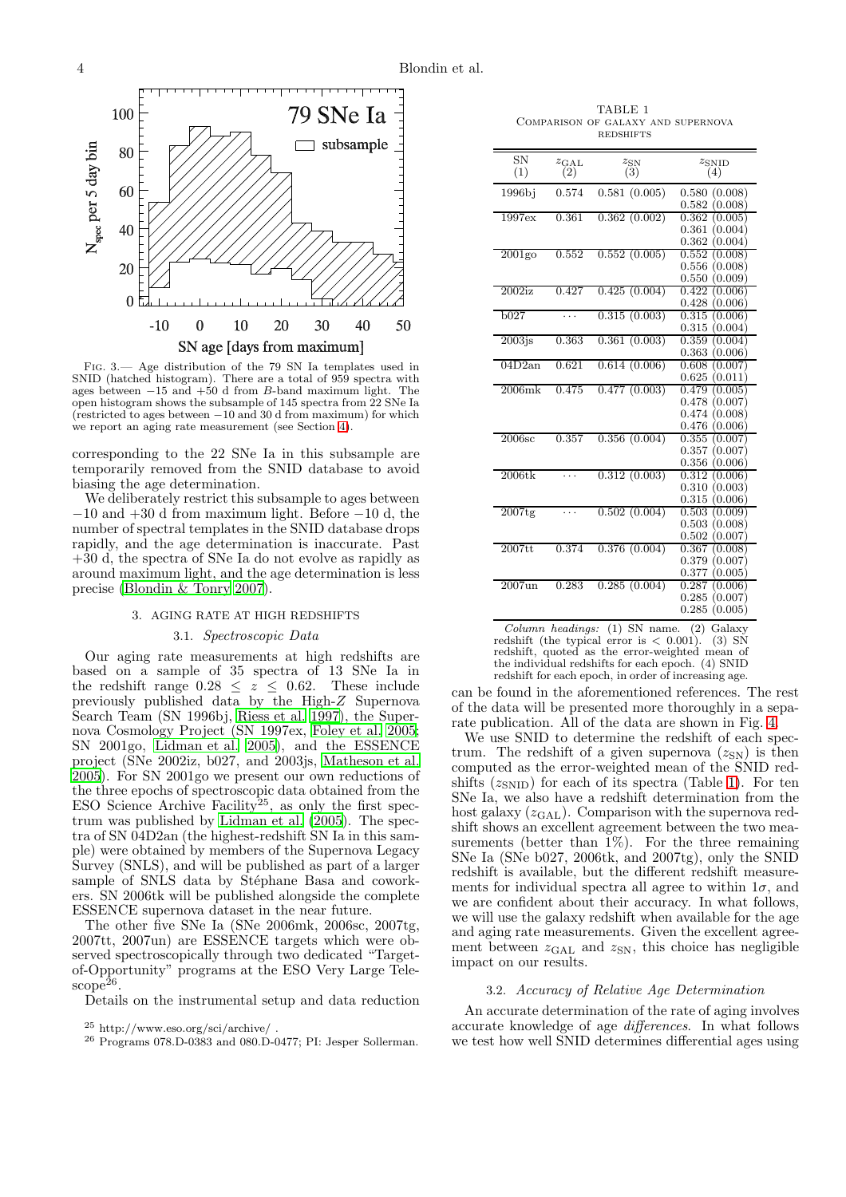Fig. 3.— Age distribution of the 79 SN Ia templates used in SNID (hatched histogram). There are a total of 959 spectra with ages between −15 and +50 d from *B*-band maximum light. The open histogram shows the subsample of 145 spectra from 22 SNe Ia (restricted to ages between −10 and 30 d from maximum) for which we report an aging rate measurement (see Section 4).

corresponding to the 22 SNe Ia in this subsample are temporarily removed from the SNID database to avoid biasing the age determination.

We deliberately restrict this subsample to ages between −10 and +30 d from maximum light. Before −10 d, the number of spectral templates in the SNID database drops rapidly, and the age determination is inaccurate. Past +30 d, the spectra of SNe Ia do not evolve as rapidly as around maximum light, and the age determination is less precise (Blondin & Tonry 2007).

## 3. AGING RATE AT HIGH REDSHIFTS

### 3.1. *Spectroscopic Data*

Our aging rate measurements at high redshifts are based on a sample of 35 spectra of 13 SNe Ia in the redshift range $0.28 \leq z \leq 0.62$. These include previously published data by the High-$Z$ Supernova Search Team (SN 1996bj, Riess et al. 1997), the Supernova Cosmology Project (SN 1997ex, Foley et al. 2005; SN 2001go, Lidman et al. 2005), and the ESSENCE project (SNe 2002iz, b027, and 2003js, Matheson et al. 2005). For SN 2001go we present our own reductions of the three epochs of spectroscopic data obtained from the ESO Science Archive Facility[25], as only the first spectrum was published by Lidman et al. (2005). The spectra of SN 04D2an (the highest-redshift SN Ia in this sample) were obtained by members of the Supernova Legacy Survey (SNLS), and will be published as part of a larger sample of SNLS data by Stéphane Basa and coworkers. SN 2006tk will be published alongside the complete ESSENCE supernova dataset in the near future.

The other five SNe Ia (SNe 2006mk, 2006sc, 2007tg, 2007tt, 2007un) are ESSENCE targets which were observed spectroscopically through two dedicated "Target-of-Opportunity" programs at the ESO Very Large Telescope[26].

Details on the instrumental setup and data reduction

[25] http://www.eso.org/sci/archive/ .

[26] Programs 078.D-0383 and 080.D-0477; PI: Jesper Sollerman.

TABLE 1
Comparison of galaxy and supernova redshifts

| SN (1) | $z_{\rm GAL}$ (2) | $z_{\rm SN}$ (3) | $z_{\rm SNID}$ (4) |
|---|---|---|---|
| 1996bj | 0.574 | 0.581 (0.005) | 0.580 (0.008) |
| | | | 0.582 (0.008) |
| 1997ex | 0.361 | 0.362 (0.002) | 0.362 (0.005) |
| | | | 0.361 (0.004) |
| | | | 0.362 (0.004) |
| 2001go | 0.552 | 0.552 (0.005) | 0.552 (0.008) |
| | | | 0.556 (0.008) |
| | | | 0.550 (0.009) |
| 2002iz | 0.427 | 0.425 (0.004) | 0.422 (0.006) |
| | | | 0.428 (0.006) |
| b027 | ... | 0.315 (0.003) | 0.315 (0.006) |
| | | | 0.315 (0.004) |
| 2003js | 0.363 | 0.361 (0.003) | 0.359 (0.004) |
| | | | 0.363 (0.006) |
| 04D2an | 0.621 | 0.614 (0.006) | 0.608 (0.007) |
| | | | 0.625 (0.011) |
| 2006mk | 0.475 | 0.477 (0.003) | 0.479 (0.005) |
| | | | 0.478 (0.007) |
| | | | 0.474 (0.008) |
| | | | 0.476 (0.006) |
| 2006sc | 0.357 | 0.356 (0.004) | 0.355 (0.007) |
| | | | 0.357 (0.007) |
| | | | 0.356 (0.006) |
| 2006tk | ... | 0.312 (0.003) | 0.312 (0.006) |
| | | | 0.310 (0.003) |
| | | | 0.315 (0.006) |
| 2007tg | ... | 0.502 (0.004) | 0.503 (0.009) |
| | | | 0.503 (0.008) |
| | | | 0.502 (0.007) |
| 2007tt | 0.374 | 0.376 (0.004) | 0.367 (0.008) |
| | | | 0.379 (0.007) |
| | | | 0.377 (0.005) |
| 2007un | 0.283 | 0.285 (0.004) | 0.287 (0.006) |
| | | | 0.285 (0.007) |
| | | | 0.285 (0.005) |

*Column headings:* (1) SN name. (2) Galaxy redshift (the typical error is < 0.001). (3) SN redshift, quoted as the error-weighted mean of the individual redshifts for each epoch. (4) SNID redshift for each epoch, in order of increasing age.

can be found in the aforementioned references. The rest of the data will be presented more thoroughly in a separate publication. All of the data are shown in Fig. 4.

We use SNID to determine the redshift of each spectrum. The redshift of a given supernova ($z_{\rm SN}$) is then computed as the error-weighted mean of the SNID redshifts ($z_{\rm SNID}$) for each of its spectra (Table 1). For ten SNe Ia, we also have a redshift determination from the host galaxy ($z_{\rm GAL}$). Comparison with the supernova redshift shows an excellent agreement between the two measurements (better than 1%). For the three remaining SNe Ia (SNe b027, 2006tk, and 2007tg), only the SNID redshift is available, but the different redshift measurements for individual spectra all agree to within $1\sigma$, and we are confident about their accuracy. In what follows, we will use the galaxy redshift when available for the age and aging rate measurements. Given the excellent agreement between $z_{\rm GAL}$ and $z_{\rm SN}$, this choice has negligible impact on our results.

### 3.2. *Accuracy of Relative Age Determination*

An accurate determination of the rate of aging involves accurate knowledge of age *differences*. In what follows we test how well SNID determines differential ages using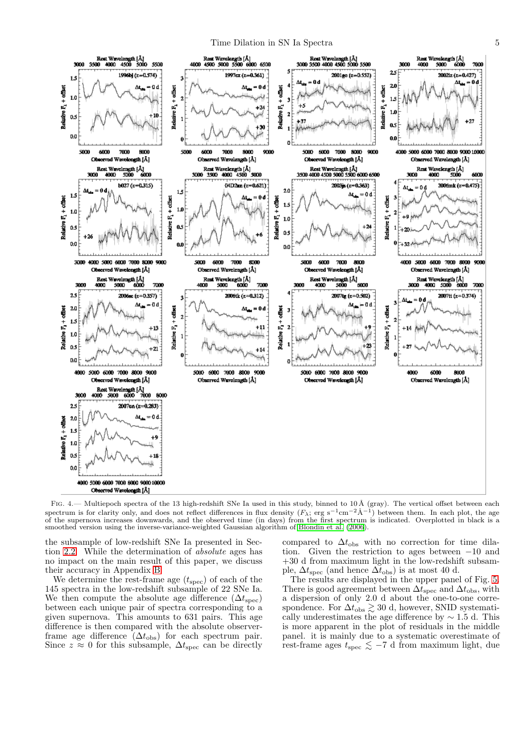FIG. 4.— Multiepoch spectra of the 13 high-redshift SNe Ia used in this study, binned to 10 Å (gray). The vertical offset between each spectrum is for clarity only, and does not reflect differences in flux density ($F_\lambda$; erg s$^{-1}$cm$^{-2}$Å$^{-1}$) between them. In each plot, the age of the supernova increases downwards, and the observed time (in days) from the first spectrum is indicated. Overplotted in black is a smoothed version using the inverse-variance-weighted Gaussian algorithm of Blondin et al. (2006).

the subsample of low-redshift SNe Ia presented in Section 2.2. While the determination of *absolute* ages has no impact on the main result of this paper, we discuss their accuracy in Appendix B.

We determine the rest-frame age ($t_{\rm spec}$) of each of the 145 spectra in the low-redshift subsample of 22 SNe Ia. We then compute the absolute age difference ($\Delta t_{\rm spec}$) between each unique pair of spectra corresponding to a given supernova. This amounts to 631 pairs. This age difference is then compared with the absolute observer-frame age difference ($\Delta t_{\rm obs}$) for each spectrum pair. Since $z \approx 0$ for this subsample, $\Delta t_{\rm spec}$ can be directly compared to $\Delta t_{\rm obs}$ with no correction for time dilation. Given the restriction to ages between $-10$ and $+30$ d from maximum light in the low-redshift subsample, $\Delta t_{\rm spec}$ (and hence $\Delta t_{\rm obs}$) is at most 40 d.

The results are displayed in the upper panel of Fig. 5. There is good agreement between $\Delta t_{\rm spec}$ and $\Delta t_{\rm obs}$, with a dispersion of only 2.0 d about the one-to-one correspondence. For $\Delta t_{\rm obs} \gtrsim 30$ d, however, SNID systematically underestimates the age difference by $\sim 1.5$ d. This is more apparent in the plot of residuals in the middle panel. it is mainly due to a systematic overestimate of rest-frame ages $t_{\rm spec} \lesssim -7$ d from maximum light, due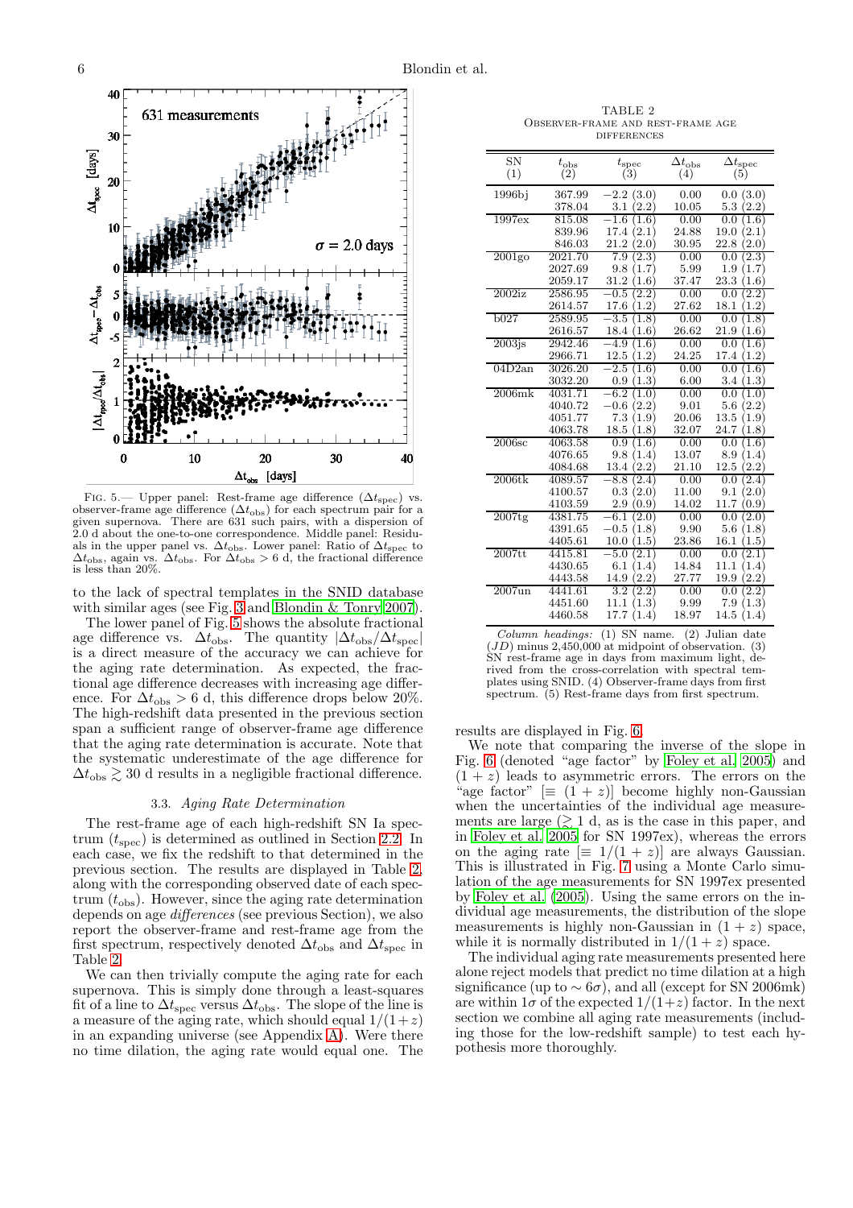FIG. 5.— Upper panel: Rest-frame age difference ($\Delta t_{\rm spec}$) vs. observer-frame age difference ($\Delta t_{\rm obs}$) for each spectrum pair for a given supernova. There are 631 such pairs, with a dispersion of 2.0 d about the one-to-one correspondence. Middle panel: Residuals in the upper panel vs. $\Delta t_{\rm obs}$. Lower panel: Ratio of $\Delta t_{\rm spec}$ to $\Delta t_{\rm obs}$, again vs. $\Delta t_{\rm obs}$. For $\Delta t_{\rm obs} > 6$ d, the fractional difference is less than 20%.

to the lack of spectral templates in the SNID database with similar ages (see Fig. 3 and Blondin & Tonry 2007).

The lower panel of Fig. 5 shows the absolute fractional age difference vs. $\Delta t_{\rm obs}$. The quantity $|\Delta t_{\rm obs}/\Delta t_{\rm spec}|$ is a direct measure of the accuracy we can achieve for the aging rate determination. As expected, the fractional age difference decreases with increasing age difference. For $\Delta t_{\rm obs} > 6$ d, this difference drops below 20%. The high-redshift data presented in the previous section span a sufficient range of observer-frame age difference that the aging rate determination is accurate. Note that the systematic underestimate of the age difference for $\Delta t_{\rm obs} \gtrsim 30$ d results in a negligible fractional difference.

### 3.3. *Aging Rate Determination*

The rest-frame age of each high-redshift SN Ia spectrum ($t_{\rm spec}$) is determined as outlined in Section 2.2. In each case, we fix the redshift to that determined in the previous section. The results are displayed in Table 2, along with the corresponding observed date of each spectrum ($t_{\rm obs}$). However, since the aging rate determination depends on age *differences* (see previous Section), we also report the observer-frame and rest-frame age from the first spectrum, respectively denoted $\Delta t_{\rm obs}$ and $\Delta t_{\rm spec}$ in Table 2.

We can then trivially compute the aging rate for each supernova. This is simply done through a least-squares fit of a line to $\Delta t_{\rm spec}$ versus $\Delta t_{\rm obs}$. The slope of the line is a measure of the aging rate, which should equal $1/(1+z)$ in an expanding universe (see Appendix A). Were there no time dilation, the aging rate would equal one. The results are displayed in Fig. 6.

TABLE 2
OBSERVER-FRAME AND REST-FRAME AGE DIFFERENCES

| SN (1) | $t_{\rm obs}$ (2) | $t_{\rm spec}$ (3) | $\Delta t_{\rm obs}$ (4) | $\Delta t_{\rm spec}$ (5) |
|---|---|---|---|---|
| 1996bj | 367.99 | −2.2 (3.0) | 0.00 | 0.0 (3.0) |
| | 378.04 | 3.1 (2.2) | 10.05 | 5.3 (2.2) |
| 1997ex | 815.08 | −1.6 (1.6) | 0.00 | 0.0 (1.6) |
| | 839.96 | 17.4 (2.1) | 24.88 | 19.0 (2.1) |
| | 846.03 | 21.2 (2.0) | 30.95 | 22.8 (2.0) |
| 2001go | 2021.70 | 7.9 (2.3) | 0.00 | 0.0 (2.3) |
| | 2027.69 | 9.8 (1.7) | 5.99 | 1.9 (1.7) |
| | 2059.17 | 31.2 (1.6) | 37.47 | 23.3 (1.6) |
| 2002iz | 2586.95 | −0.5 (2.2) | 0.00 | 0.0 (2.2) |
| | 2614.57 | 17.6 (1.2) | 27.62 | 18.1 (1.2) |
| b027 | 2589.95 | −3.5 (1.8) | 0.00 | 0.0 (1.8) |
| | 2616.57 | 18.4 (1.6) | 26.62 | 21.9 (1.6) |
| 2003js | 2942.46 | −4.9 (1.6) | 0.00 | 0.0 (1.6) |
| | 2966.71 | 12.5 (1.2) | 24.25 | 17.4 (1.2) |
| 04D2an | 3026.20 | −2.5 (1.6) | 0.00 | 0.0 (1.6) |
| | 3032.20 | 0.9 (1.3) | 6.00 | 3.4 (1.3) |
| 2006mk | 4031.71 | −6.2 (1.0) | 0.00 | 0.0 (1.0) |
| | 4040.72 | −0.6 (2.2) | 9.01 | 5.6 (2.2) |
| | 4051.77 | 7.3 (1.9) | 20.06 | 13.5 (1.9) |
| | 4063.78 | 18.5 (1.8) | 32.07 | 24.7 (1.8) |
| 2006sc | 4063.58 | 0.9 (1.6) | 0.00 | 0.0 (1.6) |
| | 4076.65 | 9.8 (1.4) | 13.07 | 8.9 (1.4) |
| | 4084.68 | 13.4 (2.2) | 21.10 | 12.5 (2.2) |
| 2006tk | 4089.57 | −8.8 (2.4) | 0.00 | 0.0 (2.4) |
| | 4100.57 | 0.3 (2.0) | 11.00 | 9.1 (2.0) |
| | 4103.59 | 2.9 (0.9) | 14.02 | 11.7 (0.9) |
| 2007tg | 4381.75 | −6.1 (2.0) | 0.00 | 0.0 (2.0) |
| | 4391.65 | −0.5 (1.8) | 9.90 | 5.6 (1.8) |
| | 4405.61 | 10.0 (1.5) | 23.86 | 16.1 (1.5) |
| 2007tt | 4415.81 | −5.0 (2.1) | 0.00 | 0.0 (2.1) |
| | 4430.65 | 6.1 (1.4) | 14.84 | 11.1 (1.4) |
| | 4443.58 | 14.9 (2.2) | 27.77 | 19.9 (2.2) |
| 2007un | 4441.61 | 3.2 (2.2) | 0.00 | 0.0 (2.2) |
| | 4451.60 | 11.1 (1.3) | 9.99 | 7.9 (1.3) |
| | 4460.58 | 17.7 (1.4) | 18.97 | 14.5 (1.4) |

*Column headings:* (1) SN name. (2) Julian date ($JD$) minus 2,450,000 at midpoint of observation. (3) SN rest-frame age in days from maximum light, derived from the cross-correlation with spectral templates using SNID. (4) Observer-frame days from first spectrum. (5) Rest-frame days from first spectrum.

We note that comparing the inverse of the slope in Fig. 6 (denoted "age factor" by Foley et al. 2005) and $(1+z)$ leads to asymmetric errors. The errors on the "age factor" [$\equiv (1+z)$] become highly non-Gaussian when the uncertainties of the individual age measurements are large ($\gtrsim 1$ d, as is the case in this paper, and in Foley et al. 2005 for SN 1997ex), whereas the errors on the aging rate [$\equiv 1/(1+z)$] are always Gaussian. This is illustrated in Fig. 7 using a Monte Carlo simulation of the age measurements for SN 1997ex presented by Foley et al. (2005). Using the same errors on the individual age measurements, the distribution of the slope measurements is highly non-Gaussian in $(1+z)$ space, while it is normally distributed in $1/(1+z)$ space.

The individual aging rate measurements presented here alone reject models that predict no time dilation at a high significance (up to $\sim 6\sigma$), and all (except for SN 2006mk) are within $1\sigma$ of the expected $1/(1+z)$ factor. In the next section we combine all aging rate measurements (including those for the low-redshift sample) to test each hypothesis more thoroughly.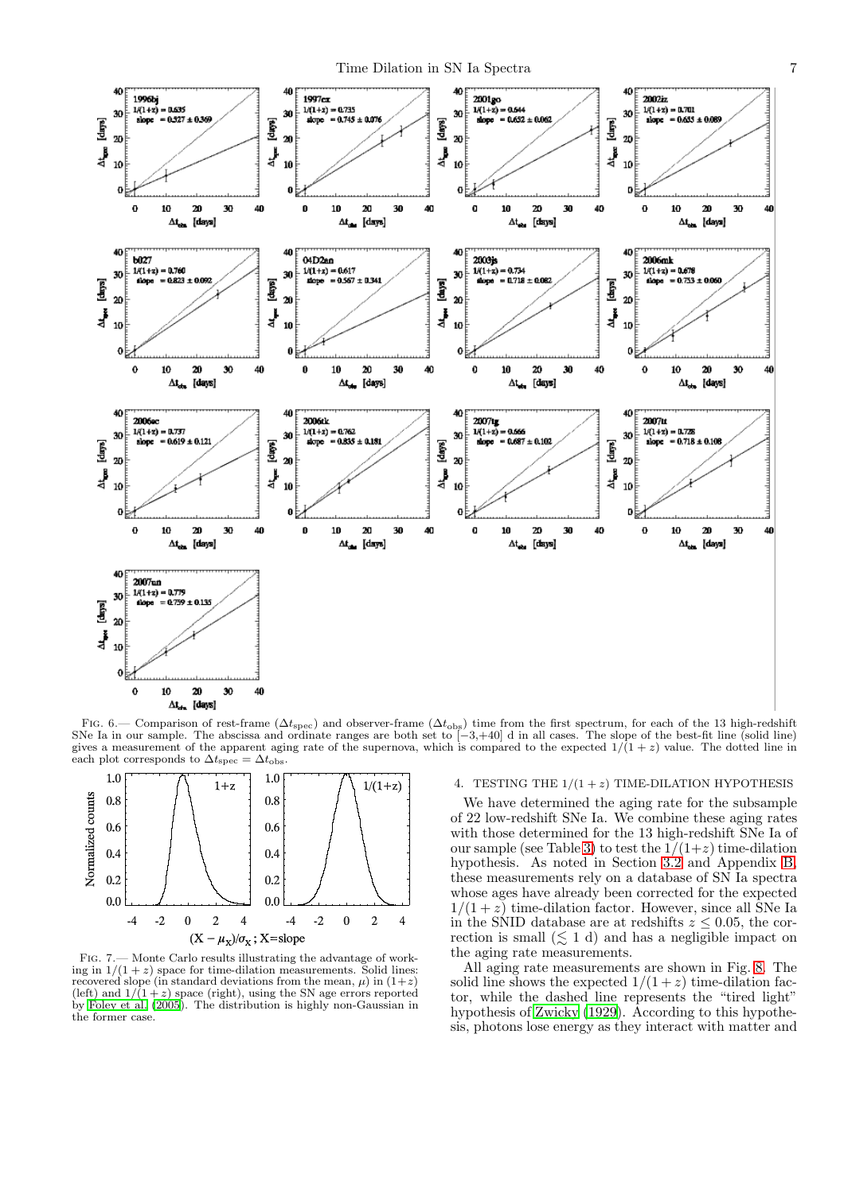Fig. 6.— Comparison of rest-frame ($\Delta t_{\rm spec}$) and observer-frame ($\Delta t_{\rm obs}$) time from the first spectrum, for each of the 13 high-redshift SNe Ia in our sample. The abscissa and ordinate ranges are both set to [−3,+40] d in all cases. The slope of the best-fit line (solid line) gives a measurement of the apparent aging rate of the supernova, which is compared to the expected $1/(1+z)$ value. The dotted line in each plot corresponds to $\Delta t_{\rm spec} = \Delta t_{\rm obs}$.

Fig. 7.— Monte Carlo results illustrating the advantage of working in $1/(1+z)$ space for time-dilation measurements. Solid lines: recovered slope (in standard deviations from the mean, $\mu$) in $(1+z)$ (left) and $1/(1+z)$ space (right), using the SN age errors reported by Foley et al. (2005). The distribution is highly non-Gaussian in the former case.

## 4. TESTING THE $1/(1+z)$ TIME-DILATION HYPOTHESIS

We have determined the aging rate for the subsample of 22 low-redshift SNe Ia. We combine these aging rates with those determined for the 13 high-redshift SNe Ia of our sample (see Table 3) to test the $1/(1+z)$ time-dilation hypothesis. As noted in Section 3.2 and Appendix B, these measurements rely on a database of SN Ia spectra whose ages have already been corrected for the expected $1/(1+z)$ time-dilation factor. However, since all SNe Ia in the SNID database are at redshifts $z \leq 0.05$, the correction is small ($\lesssim 1$ d) and has a negligible impact on the aging rate measurements.

All aging rate measurements are shown in Fig. 8. The solid line shows the expected $1/(1+z)$ time-dilation factor, while the dashed line represents the "tired light" hypothesis of Zwicky (1929). According to this hypothesis, photons lose energy as they interact with matter and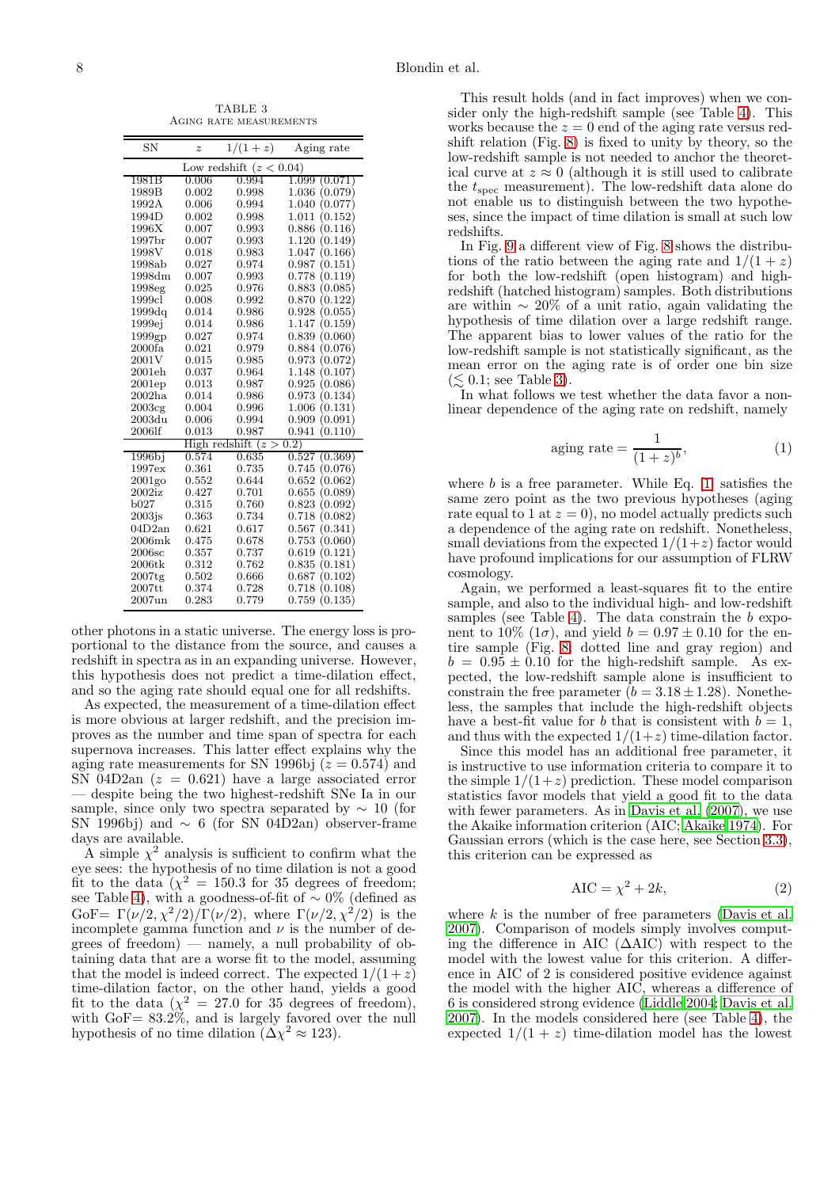TABLE 3
Aging rate measurements

| SN | $z$ | $1/(1+z)$ | Aging rate |
|---|---|---|---|
| Low redshift ($z < 0.04$) | | | |
| 1981B | 0.006 | 0.994 | 1.099 (0.071) |
| 1989B | 0.002 | 0.998 | 1.036 (0.079) |
| 1992A | 0.006 | 0.994 | 1.040 (0.077) |
| 1994D | 0.002 | 0.998 | 1.011 (0.152) |
| 1996X | 0.007 | 0.993 | 0.886 (0.116) |
| 1997br | 0.007 | 0.993 | 1.120 (0.149) |
| 1998V | 0.018 | 0.983 | 1.047 (0.166) |
| 1998ab | 0.027 | 0.974 | 0.987 (0.151) |
| 1998dm | 0.007 | 0.993 | 0.778 (0.119) |
| 1998eg | 0.025 | 0.976 | 0.883 (0.085) |
| 1999cl | 0.008 | 0.992 | 0.870 (0.122) |
| 1999dq | 0.014 | 0.986 | 0.928 (0.055) |
| 1999ej | 0.014 | 0.986 | 1.147 (0.159) |
| 1999gp | 0.027 | 0.974 | 0.839 (0.060) |
| 2000fa | 0.021 | 0.979 | 0.884 (0.076) |
| 2001V | 0.015 | 0.985 | 0.973 (0.072) |
| 2001eh | 0.037 | 0.964 | 1.148 (0.107) |
| 2001ep | 0.013 | 0.987 | 0.925 (0.086) |
| 2002ha | 0.014 | 0.986 | 0.973 (0.134) |
| 2003cg | 0.004 | 0.996 | 1.006 (0.131) |
| 2003du | 0.006 | 0.994 | 0.909 (0.091) |
| 2006lf | 0.013 | 0.987 | 0.941 (0.110) |
| High redshift ($z > 0.2$) | | | |
| 1996bj | 0.574 | 0.635 | 0.527 (0.369) |
| 1997ex | 0.361 | 0.735 | 0.745 (0.076) |
| 2001go | 0.552 | 0.644 | 0.652 (0.062) |
| 2002iz | 0.427 | 0.701 | 0.655 (0.089) |
| b027 | 0.315 | 0.760 | 0.823 (0.092) |
| 2003js | 0.363 | 0.734 | 0.718 (0.082) |
| 04D2an | 0.621 | 0.617 | 0.567 (0.341) |
| 2006mk | 0.475 | 0.678 | 0.753 (0.060) |
| 2006sc | 0.357 | 0.737 | 0.619 (0.121) |
| 2006tk | 0.312 | 0.762 | 0.835 (0.181) |
| 2007tg | 0.502 | 0.666 | 0.687 (0.102) |
| 2007tt | 0.374 | 0.728 | 0.718 (0.108) |
| 2007un | 0.283 | 0.779 | 0.759 (0.135) |

other photons in a static universe. The energy loss is proportional to the distance from the source, and causes a redshift in spectra as in an expanding universe. However, this hypothesis does not predict a time-dilation effect, and so the aging rate should equal one for all redshifts.

As expected, the measurement of a time-dilation effect is more obvious at larger redshift, and the precision improves as the number and time span of spectra for each supernova increases. This latter effect explains why the aging rate measurements for SN 1996bj ($z = 0.574$) and SN 04D2an ($z = 0.621$) have a large associated error — despite being the two highest-redshift SNe Ia in our sample, since only two spectra separated by $\sim 10$ (for SN 1996bj) and $\sim 6$ (for SN 04D2an) observer-frame days are available.

A simple $\chi^2$ analysis is sufficient to confirm what the eye sees: the hypothesis of no time dilation is not a good fit to the data ($\chi^2 = 150.3$ for 35 degrees of freedom; see Table 4), with a goodness-of-fit of $\sim 0$% (defined as GoF= $\Gamma(\nu/2, \chi^2/2)/\Gamma(\nu/2)$, where $\Gamma(\nu/2, \chi^2/2)$ is the incomplete gamma function and $\nu$ is the number of degrees of freedom) — namely, a null probability of obtaining data that are a worse fit to the model, assuming that the model is indeed correct. The expected $1/(1+z)$ time-dilation factor, on the other hand, yields a good fit to the data ($\chi^2 = 27.0$ for 35 degrees of freedom), with GoF= 83.2%, and is largely favored over the null hypothesis of no time dilation ($\Delta\chi^2 \approx 123$).

This result holds (and in fact improves) when we consider only the high-redshift sample (see Table 4). This works because the $z = 0$ end of the aging rate versus redshift relation (Fig. 8) is fixed to unity by theory, so the low-redshift sample is not needed to anchor the theoretical curve at $z \approx 0$ (although it is still used to calibrate the $t_{\rm spec}$ measurement). The low-redshift data alone do not enable us to distinguish between the two hypotheses, since the impact of time dilation is small at such low redshifts.

In Fig. 9 a different view of Fig. 8 shows the distributions of the ratio between the aging rate and $1/(1+z)$ for both the low-redshift (open histogram) and high-redshift (hatched histogram) samples. Both distributions are within $\sim 20$% of a unit ratio, again validating the hypothesis of time dilation over a large redshift range. The apparent bias to lower values of the ratio for the low-redshift sample is not statistically significant, as the mean error on the aging rate is of order one bin size ($\lesssim 0.1$; see Table 3).

In what follows we test whether the data favor a non-linear dependence of the aging rate on redshift, namely

$$\text{aging rate} = \frac{1}{(1+z)^b}, \tag{1}$$

where $b$ is a free parameter. While Eq. 1 satisfies the same zero point as the two previous hypotheses (aging rate equal to 1 at $z = 0$), no model actually predicts such a dependence of the aging rate on redshift. Nonetheless, small deviations from the expected $1/(1+z)$ factor would have profound implications for our assumption of FLRW cosmology.

Again, we performed a least-squares fit to the entire sample, and also to the individual high- and low-redshift samples (see Table 4). The data constrain the $b$ exponent to 10% ($1\sigma$), and yield $b = 0.97 \pm 0.10$ for the entire sample (Fig. 8; dotted line and gray region) and $b = 0.95 \pm 0.10$ for the high-redshift sample. As expected, the low-redshift sample alone is insufficient to constrain the free parameter ($b = 3.18 \pm 1.28$). Nonetheless, the samples that include the high-redshift objects have a best-fit value for $b$ that is consistent with $b = 1$, and thus with the expected $1/(1+z)$ time-dilation factor.

Since this model has an additional free parameter, it is instructive to use information criteria to compare it to the simple $1/(1+z)$ prediction. These model comparison statistics favor models that yield a good fit to the data with fewer parameters. As in Davis et al. (2007), we use the Akaike information criterion (AIC; Akaike 1974). For Gaussian errors (which is the case here, see Section 3.3), this criterion can be expressed as

$$\text{AIC} = \chi^2 + 2k, \tag{2}$$

where $k$ is the number of free parameters (Davis et al. 2007). Comparison of models simply involves computing the difference in AIC ($\Delta$AIC) with respect to the model with the lowest value for this criterion. A difference in AIC of 2 is considered positive evidence against the model with the higher AIC, whereas a difference of 6 is considered strong evidence (Liddle 2004; Davis et al. 2007). In the models considered here (see Table 4), the expected $1/(1+z)$ time-dilation model has the lowest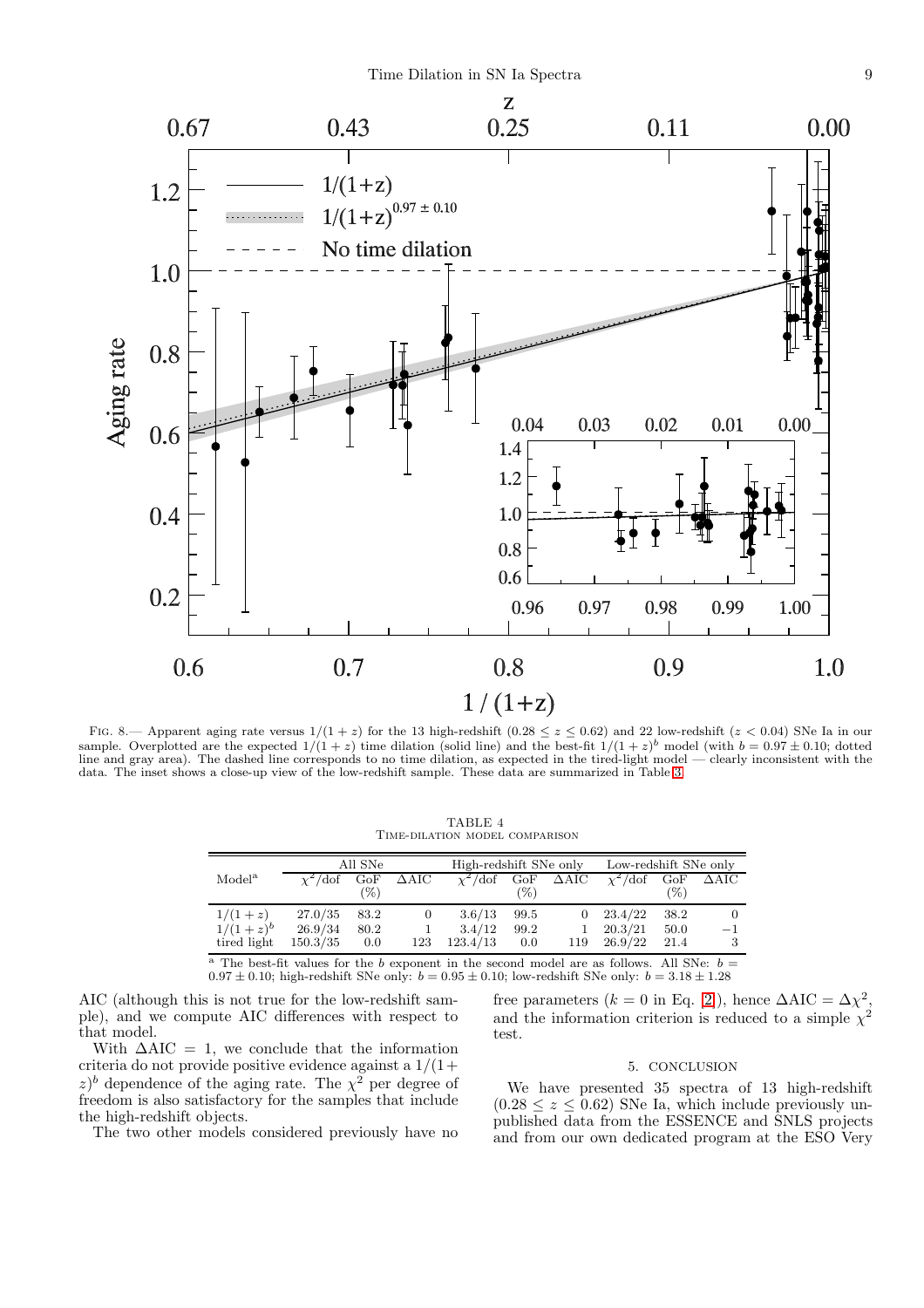Fig. 8.— Apparent aging rate versus $1/(1+z)$ for the 13 high-redshift ($0.28 \le z \le 0.62$) and 22 low-redshift ($z < 0.04$) SNe Ia in our sample. Overplotted are the expected $1/(1+z)$ time dilation (solid line) and the best-fit $1/(1+z)^b$ model (with $b = 0.97 \pm 0.10$; dotted line and gray area). The dashed line corresponds to no time dilation, as expected in the tired-light model — clearly inconsistent with the data. The inset shows a close-up view of the low-redshift sample. These data are summarized in Table 3.

TABLE 4
Time-dilation model comparison

| Model[a] | All SNe | | | High-redshift SNe only | | | Low-redshift SNe only | | |
|---|---|---|---|---|---|---|---|---|---|
| | $\chi^2$/dof | GoF (%) | ΔAIC | $\chi^2$/dof | GoF (%) | ΔAIC | $\chi^2$/dof | GoF (%) | ΔAIC |
| $1/(1+z)$ | 27.0/35 | 83.2 | 0 | 3.6/13 | 99.5 | 0 | 23.4/22 | 38.2 | 0 |
| $1/(1+z)^b$ | 26.9/34 | 80.2 | 1 | 3.4/12 | 99.2 | 1 | 20.3/21 | 50.0 | −1 |
| tired light | 150.3/35 | 0.0 | 123 | 123.4/13 | 0.0 | 119 | 26.9/22 | 21.4 | 3 |

[a] The best-fit values for the $b$ exponent in the second model are as follows. All SNe: $b = 0.97 \pm 0.10$; high-redshift SNe only: $b = 0.95 \pm 0.10$; low-redshift SNe only: $b = 3.18 \pm 1.28$

AIC (although this is not true for the low-redshift sample), and we compute AIC differences with respect to that model.

With $\Delta\text{AIC} = 1$, we conclude that the information criteria do not provide positive evidence against a $1/(1+z)^b$ dependence of the aging rate. The $\chi^2$ per degree of freedom is also satisfactory for the samples that include the high-redshift objects.

The two other models considered previously have no free parameters ($k = 0$ in Eq. 2), hence $\Delta\text{AIC} = \Delta\chi^2$, and the information criterion is reduced to a simple $\chi^2$ test.

## 5. CONCLUSION

We have presented 35 spectra of 13 high-redshift ($0.28 \le z \le 0.62$) SNe Ia, which include previously unpublished data from the ESSENCE and SNLS projects and from our own dedicated program at the ESO Very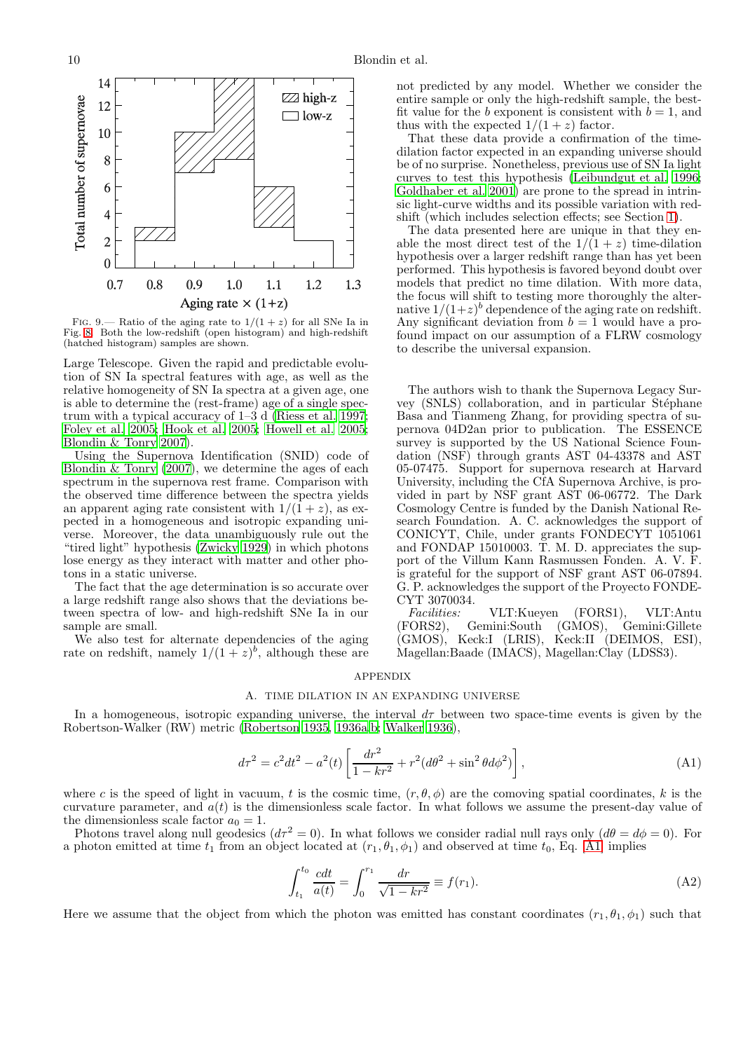FIG. 9.— Ratio of the aging rate to $1/(1+z)$ for all SNe Ia in Fig. 8. Both the low-redshift (open histogram) and high-redshift (hatched histogram) samples are shown.

Large Telescope. Given the rapid and predictable evolution of SN Ia spectral features with age, as well as the relative homogeneity of SN Ia spectra at a given age, one is able to determine the (rest-frame) age of a single spectrum with a typical accuracy of 1–3 d (Riess et al. 1997; Foley et al. 2005; Hook et al. 2005; Howell et al. 2005; Blondin & Tonry 2007).

Using the Supernova Identification (SNID) code of Blondin & Tonry (2007), we determine the ages of each spectrum in the supernova rest frame. Comparison with the observed time difference between the spectra yields an apparent aging rate consistent with $1/(1+z)$, as expected in a homogeneous and isotropic expanding universe. Moreover, the data unambiguously rule out the "tired light" hypothesis (Zwicky 1929) in which photons lose energy as they interact with matter and other photons in a static universe.

The fact that the age determination is so accurate over a large redshift range also shows that the deviations between spectra of low- and high-redshift SNe Ia in our sample are small.

We also test for alternate dependencies of the aging rate on redshift, namely $1/(1+z)^b$, although these are not predicted by any model. Whether we consider the entire sample or only the high-redshift sample, the best-fit value for the $b$ exponent is consistent with $b = 1$, and thus with the expected $1/(1+z)$ factor.

That these data provide a confirmation of the time-dilation factor expected in an expanding universe should be of no surprise. Nonetheless, previous use of SN Ia light curves to test this hypothesis (Leibundgut et al. 1996; Goldhaber et al. 2001) are prone to the spread in intrinsic light-curve widths and its possible variation with redshift (which includes selection effects; see Section 1).

The data presented here are unique in that they enable the most direct test of the $1/(1+z)$ time-dilation hypothesis over a larger redshift range than has yet been performed. This hypothesis is favored beyond doubt over models that predict no time dilation. With more data, the focus will shift to testing more thoroughly the alternative $1/(1+z)^b$ dependence of the aging rate on redshift. Any significant deviation from $b = 1$ would have a profound impact on our assumption of a FLRW cosmology to describe the universal expansion.

The authors wish to thank the Supernova Legacy Survey (SNLS) collaboration, and in particular Stéphane Basa and Tianmeng Zhang, for providing spectra of supernova 04D2an prior to publication. The ESSENCE survey is supported by the US National Science Foundation (NSF) through grants AST 04-43378 and AST 05-07475. Support for supernova research at Harvard University, including the CfA Supernova Archive, is provided in part by NSF grant AST 06-06772. The Dark Cosmology Centre is funded by the Danish National Research Foundation. A. C. acknowledges the support of CONICYT, Chile, under grants FONDECYT 1051061 and FONDAP 15010003. T. M. D. appreciates the support of the Villum Kann Rasmussen Fonden. A. V. F. is grateful for the support of NSF grant AST 06-07894. G. P. acknowledges the support of the Proyecto FONDECYT 3070034.

*Facilities:* VLT:Kueyen (FORS1), VLT:Antu (FORS2), Gemini:South (GMOS), Gemini:Gillete (GMOS), Keck:I (LRIS), Keck:II (DEIMOS, ESI), Magellan:Baade (IMACS), Magellan:Clay (LDSS3).

# APPENDIX

## A. TIME DILATION IN AN EXPANDING UNIVERSE

In a homogeneous, isotropic expanding universe, the interval $d\tau$ between two space-time events is given by the Robertson-Walker (RW) metric (Robertson 1935, 1936a,b; Walker 1936),

$$d\tau^2 = c^2dt^2 - a^2(t)\left[\frac{dr^2}{1-kr^2} + r^2(d\theta^2 + \sin^2\theta d\phi^2)\right], \tag{A1}$$

where $c$ is the speed of light in vacuum, $t$ is the cosmic time, $(r, \theta, \phi)$ are the comoving spatial coordinates, $k$ is the curvature parameter, and $a(t)$ is the dimensionless scale factor. In what follows we assume the present-day value of the dimensionless scale factor $a_0 = 1$.

Photons travel along null geodesics ($d\tau^2 = 0$). In what follows we consider radial null rays only ($d\theta = d\phi = 0$). For a photon emitted at time $t_1$ from an object located at $(r_1, \theta_1, \phi_1)$ and observed at time $t_0$, Eq. A1 implies

$$\int_{t_1}^{t_0} \frac{cdt}{a(t)} = \int_0^{r_1} \frac{dr}{\sqrt{1-kr^2}} \equiv f(r_1). \tag{A2}$$

Here we assume that the object from which the photon was emitted has constant coordinates $(r_1, \theta_1, \phi_1)$ such that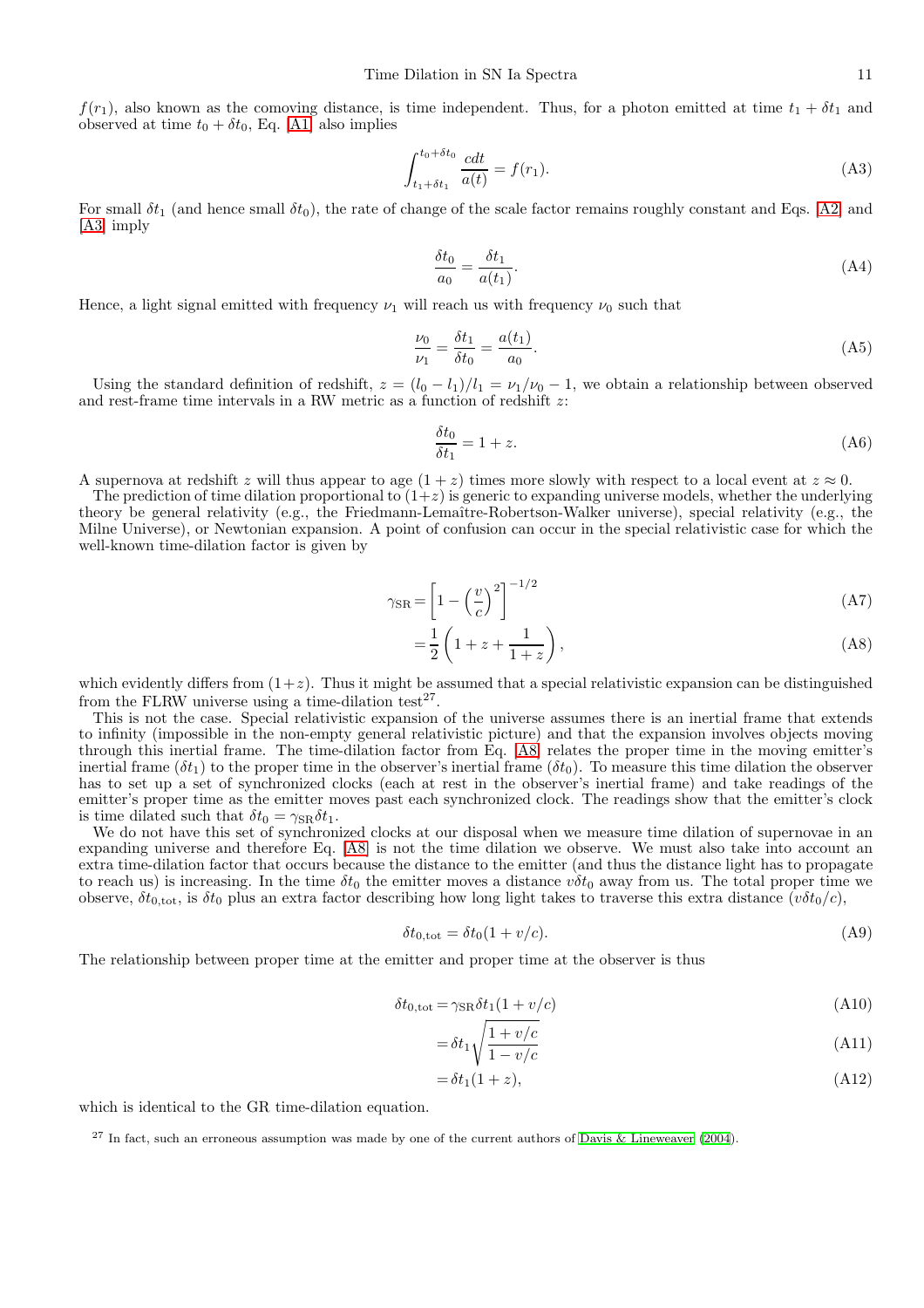$f(r_1)$, also known as the comoving distance, is time independent. Thus, for a photon emitted at time $t_1 + \delta t_1$ and observed at time $t_0 + \delta t_0$, Eq. A1 also implies

$$\int_{t_1+\delta t_1}^{t_0+\delta t_0} \frac{c dt}{a(t)} = f(r_1). \tag{A3}$$

For small $\delta t_1$ (and hence small $\delta t_0$), the rate of change of the scale factor remains roughly constant and Eqs. A2 and A3 imply

$$\frac{\delta t_0}{a_0} = \frac{\delta t_1}{a(t_1)}. \tag{A4}$$

Hence, a light signal emitted with frequency $\nu_1$ will reach us with frequency $\nu_0$ such that

$$\frac{\nu_0}{\nu_1} = \frac{\delta t_1}{\delta t_0} = \frac{a(t_1)}{a_0}. \tag{A5}$$

Using the standard definition of redshift, $z = (l_0 - l_1)/l_1 = \nu_1/\nu_0 - 1$, we obtain a relationship between observed and rest-frame time intervals in a RW metric as a function of redshift $z$:

$$\frac{\delta t_0}{\delta t_1} = 1 + z. \tag{A6}$$

A supernova at redshift $z$ will thus appear to age $(1+z)$ times more slowly with respect to a local event at $z \approx 0$.

The prediction of time dilation proportional to $(1+z)$ is generic to expanding universe models, whether the underlying theory be general relativity (e.g., the Friedmann-Lemaître-Robertson-Walker universe), special relativity (e.g., the Milne Universe), or Newtonian expansion. A point of confusion can occur in the special relativistic case for which the well-known time-dilation factor is given by

$$\gamma_{\rm SR} = \left[1 - \left(\frac{v}{c}\right)^2\right]^{-1/2} \tag{A7}$$

$$= \frac{1}{2}\left(1 + z + \frac{1}{1+z}\right), \tag{A8}$$

which evidently differs from $(1+z)$. Thus it might be assumed that a special relativistic expansion can be distinguished from the FLRW universe using a time-dilation test[27].

This is not the case. Special relativistic expansion of the universe assumes there is an inertial frame that extends to infinity (impossible in the non-empty general relativistic picture) and that the expansion involves objects moving through this inertial frame. The time-dilation factor from Eq. A8 relates the proper time in the moving emitter's inertial frame ($\delta t_1$) to the proper time in the observer's inertial frame ($\delta t_0$). To measure this time dilation the observer has to set up a set of synchronized clocks (each at rest in the observer's inertial frame) and take readings of the emitter's proper time as the emitter moves past each synchronized clock. The readings show that the emitter's clock is time dilated such that $\delta t_0 = \gamma_{\rm SR} \delta t_1$.

We do not have this set of synchronized clocks at our disposal when we measure time dilation of supernovae in an expanding universe and therefore Eq. A8 is not the time dilation we observe. We must also take into account an extra time-dilation factor that occurs because the distance to the emitter (and thus the distance light has to propagate to reach us) is increasing. In the time $\delta t_0$ the emitter moves a distance $v\delta t_0$ away from us. The total proper time we observe, $\delta t_{0,\rm tot}$, is $\delta t_0$ plus an extra factor describing how long light takes to traverse this extra distance ($v\delta t_0/c$),

$$\delta t_{0,\rm tot} = \delta t_0(1 + v/c). \tag{A9}$$

The relationship between proper time at the emitter and proper time at the observer is thus

$$\delta t_{0,\rm tot} = \gamma_{\rm SR}\delta t_1(1 + v/c) \tag{A10}$$

$$= \delta t_1 \sqrt{\frac{1 + v/c}{1 - v/c}} \tag{A11}$$

$$= \delta t_1(1 + z), \tag{A12}$$

which is identical to the GR time-dilation equation.

[27] In fact, such an erroneous assumption was made by one of the current authors of Davis & Lineweaver (2004).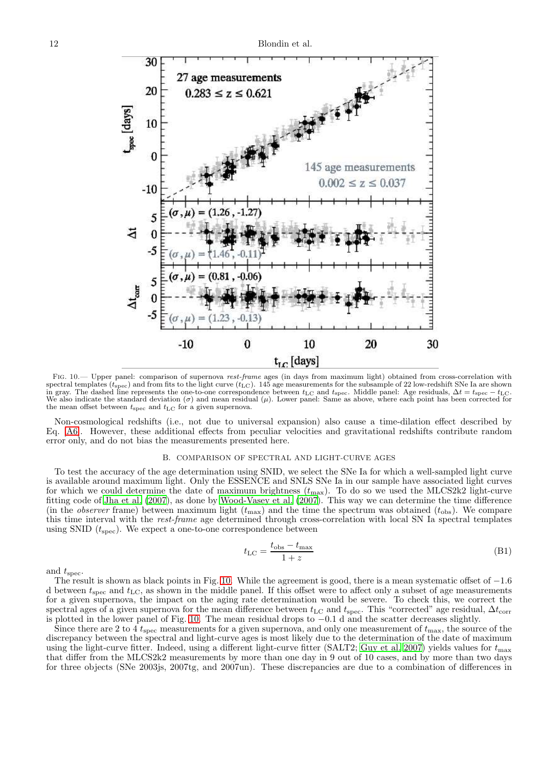Fig. 10.— Upper panel: comparison of supernova *rest-frame* ages (in days from maximum light) obtained from cross-correlation with spectral templates ($t_{\rm spec}$) and from fits to the light curve ($t_{\rm LC}$). 145 age measurements for the subsample of 22 low-redshift SNe Ia are shown in gray. The dashed line represents the one-to-one correspondence between $t_{\rm LC}$ and $t_{\rm spec}$. Middle panel: Age residuals, $\Delta t = t_{\rm spec} - t_{\rm LC}$. We also indicate the standard deviation ($\sigma$) and mean residual ($\mu$). Lower panel: Same as above, where each point has been corrected for the mean offset between $t_{\rm spec}$ and $t_{\rm LC}$ for a given supernova.

Non-cosmological redshifts (i.e., not due to universal expansion) also cause a time-dilation effect described by Eq. A6. However, these additional effects from peculiar velocities and gravitational redshifts contribute random error only, and do not bias the measurements presented here.

## B. COMPARISON OF SPECTRAL AND LIGHT-CURVE AGES

To test the accuracy of the age determination using SNID, we select the SNe Ia for which a well-sampled light curve is available around maximum light. Only the ESSENCE and SNLS SNe Ia in our sample have associated light curves for which we could determine the date of maximum brightness ($t_{\rm max}$). To do so we used the MLCS2k2 light-curve fitting code of Jha et al. (2007), as done by Wood-Vasey et al. (2007). This way we can determine the time difference (in the *observer* frame) between maximum light ($t_{\rm max}$) and the time the spectrum was obtained ($t_{\rm obs}$). We compare this time interval with the *rest-frame* age determined through cross-correlation with local SN Ia spectral templates using SNID ($t_{\rm spec}$). We expect a one-to-one correspondence between

$$t_{\rm LC} = \frac{t_{\rm obs} - t_{\rm max}}{1+z} \tag{B1}$$

and $t_{\rm spec}$.

The result is shown as black points in Fig. 10. While the agreement is good, there is a mean systematic offset of $-1.6$ d between $t_{\rm spec}$ and $t_{\rm LC}$, as shown in the middle panel. If this offset were to affect only a subset of age measurements for a given supernova, the impact on the aging rate determination would be severe. To check this, we correct the spectral ages of a given supernova for the mean difference between $t_{\rm LC}$ and $t_{\rm spec}$. This "corrected" age residual, $\Delta t_{\rm corr}$ is plotted in the lower panel of Fig. 10. The mean residual drops to $-0.1$ d and the scatter decreases slightly.

Since there are 2 to 4 $t_{\rm spec}$ measurements for a given supernova, and only one measurement of $t_{\rm max}$, the source of the discrepancy between the spectral and light-curve ages is most likely due to the determination of the date of maximum using the light-curve fitter. Indeed, using a different light-curve fitter (SALT2; Guy et al. 2007) yields values for $t_{\rm max}$ that differ from the MLCS2k2 measurements by more than one day in 9 out of 10 cases, and by more than two days for three objects (SNe 2003js, 2007tg, and 2007un). These discrepancies are due to a combination of differences in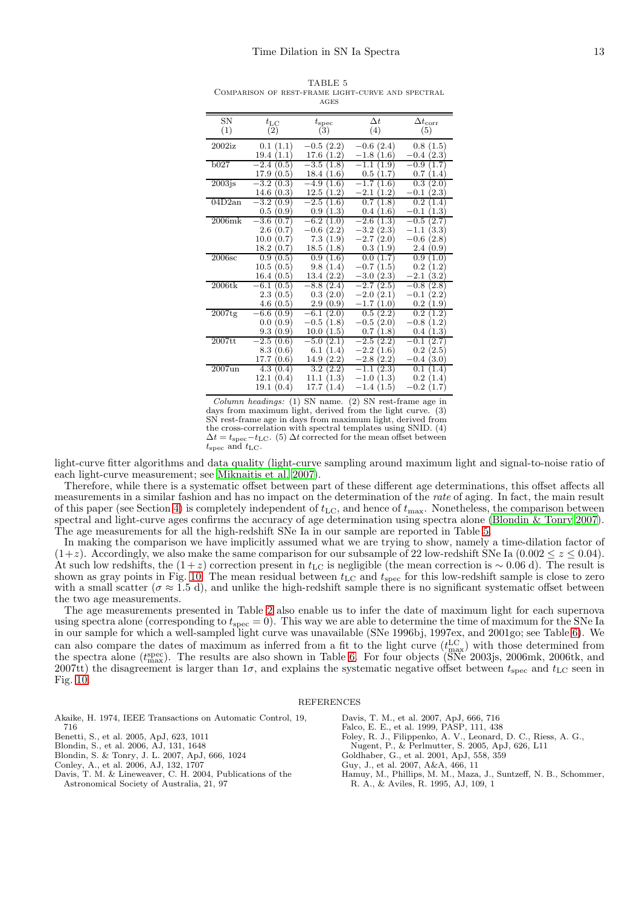TABLE 5
Comparison of rest-frame light-curve and spectral ages

| SN (1) | $t_{\rm LC}$ (2) | $t_{\rm spec}$ (3) | $\Delta t$ (4) | $\Delta t_{\rm corr}$ (5) |
|---|---|---|---|---|
| 2002iz | 0.1 (1.1) | −0.5 (2.2) | −0.6 (2.4) | 0.8 (1.5) |
| | 19.4 (1.1) | 17.6 (1.2) | −1.8 (1.6) | −0.4 (2.3) |
| b027 | −2.4 (0.5) | −3.5 (1.8) | −1.1 (1.9) | −0.9 (1.7) |
| | 17.9 (0.5) | 18.4 (1.6) | 0.5 (1.7) | 0.7 (1.4) |
| 2003js | −3.2 (0.3) | −4.9 (1.6) | −1.7 (1.6) | 0.3 (2.0) |
| | 14.6 (0.3) | 12.5 (1.2) | −2.1 (1.2) | −0.1 (2.3) |
| 04D2an | −3.2 (0.9) | −2.5 (1.6) | 0.7 (1.8) | 0.2 (1.4) |
| | 0.5 (0.9) | 0.9 (1.3) | 0.4 (1.6) | −0.1 (1.3) |
| 2006mk | −3.6 (0.7) | −6.2 (1.0) | −2.6 (1.3) | −0.5 (2.7) |
| | 2.6 (0.7) | −0.6 (2.2) | −3.2 (2.3) | −1.1 (3.3) |
| | 10.0 (0.7) | 7.3 (1.9) | −2.7 (2.0) | −0.6 (2.8) |
| | 18.2 (0.7) | 18.5 (1.8) | 0.3 (1.9) | 2.4 (0.9) |
| 2006sc | 0.9 (0.5) | 0.9 (1.6) | 0.0 (1.7) | 0.9 (1.0) |
| | 10.5 (0.5) | 9.8 (1.4) | −0.7 (1.5) | 0.2 (1.2) |
| | 16.4 (0.5) | 13.4 (2.2) | −3.0 (2.3) | −2.1 (3.2) |
| 2006tk | −6.1 (0.5) | −8.8 (2.4) | −2.7 (2.5) | −0.8 (2.8) |
| | 2.3 (0.5) | 0.3 (2.0) | −2.0 (2.1) | −0.1 (2.2) |
| | 4.6 (0.5) | 2.9 (0.9) | −1.7 (1.0) | 0.2 (1.9) |
| 2007tg | −6.6 (0.9) | −6.1 (2.0) | 0.5 (2.2) | 0.2 (1.2) |
| | 0.0 (0.9) | −0.5 (1.8) | −0.5 (2.0) | −0.8 (1.2) |
| | 9.3 (0.9) | 10.0 (1.5) | 0.7 (1.8) | 0.4 (1.3) |
| 2007tt | −2.5 (0.6) | −5.0 (2.1) | −2.5 (2.2) | −0.1 (2.7) |
| | 8.3 (0.6) | 6.1 (1.4) | −2.2 (1.6) | 0.2 (2.5) |
| | 17.7 (0.6) | 14.9 (2.2) | −2.8 (2.2) | −0.4 (3.0) |
| 2007un | 4.3 (0.4) | 3.2 (2.2) | −1.1 (2.3) | 0.1 (1.4) |
| | 12.1 (0.4) | 11.1 (1.3) | −1.0 (1.3) | 0.2 (1.4) |
| | 19.1 (0.4) | 17.7 (1.4) | −1.4 (1.5) | −0.2 (1.7) |

*Column headings:* (1) SN name. (2) SN rest-frame age in days from maximum light, derived from the light curve. (3) SN rest-frame age in days from maximum light, derived from the cross-correlation with spectral templates using SNID. (4) $\Delta t = t_{\rm spec} - t_{\rm LC}$. (5) $\Delta t$ corrected for the mean offset between $t_{\rm spec}$ and $t_{\rm LC}$.

light-curve fitter algorithms and data quality (light-curve sampling around maximum light and signal-to-noise ratio of each light-curve measurement; see Miknaitis et al. 2007).

Therefore, while there is a systematic offset between part of these different age determinations, this offset affects all measurements in a similar fashion and has no impact on the determination of the *rate* of aging. In fact, the main result of this paper (see Section 4) is completely independent of $t_{\rm LC}$, and hence of $t_{\rm max}$. Nonetheless, the comparison between spectral and light-curve ages confirms the accuracy of age determination using spectra alone (Blondin & Tonry 2007). The age measurements for all the high-redshift SNe Ia in our sample are reported in Table 5.

In making the comparison we have implicitly assumed what we are trying to show, namely a time-dilation factor of $(1+z)$. Accordingly, we also make the same comparison for our subsample of 22 low-redshift SNe Ia ($0.002 \leq z \leq 0.04$). At such low redshifts, the $(1+z)$ correction present in $t_{\rm LC}$ is negligible (the mean correction is $\sim 0.06$ d). The result is shown as gray points in Fig. 10. The mean residual between $t_{\rm LC}$ and $t_{\rm spec}$ for this low-redshift sample is close to zero with a small scatter ($\sigma \approx 1.5$ d), and unlike the high-redshift sample there is no significant systematic offset between the two age measurements.

The age measurements presented in Table 2 also enable us to infer the date of maximum light for each supernova using spectra alone (corresponding to $t_{\rm spec} = 0$). This way we are able to determine the time of maximum for the SNe Ia in our sample for which a well-sampled light curve was unavailable (SNe 1996bj, 1997ex, and 2001go; see Table 6). We can also compare the dates of maximum as inferred from a fit to the light curve ($t_{\rm max}^{\rm LC}$) with those determined from the spectra alone ($t_{\rm max}^{\rm spec}$). The results are also shown in Table 6. For four objects (SNe 2003js, 2006mk, 2006tk, and 2007tt) the disagreement is larger than $1\sigma$, and explains the systematic negative offset between $t_{\rm spec}$ and $t_{\rm LC}$ seen in Fig. 10.

## REFERENCES

Akaike, H. 1974, IEEE Transactions on Automatic Control, 19, 716
Benetti, S., et al. 2005, ApJ, 623, 1011
Blondin, S., et al. 2006, AJ, 131, 1648
Blondin, S. & Tonry, J. L. 2007, ApJ, 666, 1024
Conley, A., et al. 2006, AJ, 132, 1707
Davis, T. M. & Lineweaver, C. H. 2004, Publications of the Astronomical Society of Australia, 21, 97
Davis, T. M., et al. 2007, ApJ, 666, 716
Falco, E. E., et al. 1999, PASP, 111, 438
Foley, R. J., Filippenko, A. V., Leonard, D. C., Riess, A. G., Nugent, P., & Perlmutter, S. 2005, ApJ, 626, L11
Goldhaber, G., et al. 2001, ApJ, 558, 359
Guy, J., et al. 2007, A&A, 466, 11
Hamuy, M., Phillips, M. M., Maza, J., Suntzeff, N. B., Schommer, R. A., & Aviles, R. 1995, AJ, 109, 1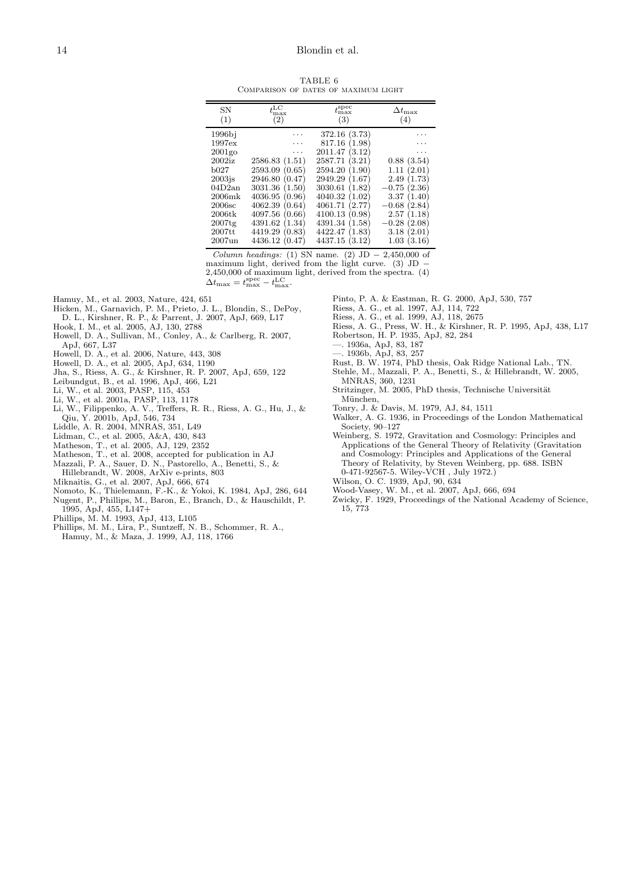TABLE 6
COMPARISON OF DATES OF MAXIMUM LIGHT

| SN (1) | $t_{\rm max}^{\rm LC}$ (2) | $t_{\rm max}^{\rm spec}$ (3) | $\Delta t_{\rm max}$ (4) |
|---|---|---|---|
| 1996bj | ... | 372.16 (3.73) | ... |
| 1997ex | ... | 817.16 (1.98) | ... |
| 2001go | ... | 2011.47 (3.12) | ... |
| 2002iz | 2586.83 (1.51) | 2587.71 (3.21) | 0.88 (3.54) |
| b027 | 2593.09 (0.65) | 2594.20 (1.90) | 1.11 (2.01) |
| 2003js | 2946.80 (0.47) | 2949.29 (1.67) | 2.49 (1.73) |
| 04D2an | 3031.36 (1.50) | 3030.61 (1.82) | −0.75 (2.36) |
| 2006mk | 4036.95 (0.96) | 4040.32 (1.02) | 3.37 (1.40) |
| 2006sc | 4062.39 (0.64) | 4061.71 (2.77) | −0.68 (2.84) |
| 2006tk | 4097.56 (0.66) | 4100.13 (0.98) | 2.57 (1.18) |
| 2007tg | 4391.62 (1.34) | 4391.34 (1.58) | −0.28 (2.08) |
| 2007tt | 4419.29 (0.83) | 4422.47 (1.83) | 3.18 (2.01) |
| 2007un | 4436.12 (0.47) | 4437.15 (3.12) | 1.03 (3.16) |

*Column headings:* (1) SN name. (2) JD − 2,450,000 of maximum light, derived from the light curve. (3) JD − 2,450,000 of maximum light, derived from the spectra. (4) $\Delta t_{\rm max} = t_{\rm max}^{\rm spec} - t_{\rm max}^{\rm LC}$.

Hamuy, M., et al. 2003, Nature, 424, 651
Hicken, M., Garnavich, P. M., Prieto, J. L., Blondin, S., DePoy, D. L., Kirshner, R. P., & Parrent, J. 2007, ApJ, 669, L17
Hook, I. M., et al. 2005, AJ, 130, 2788
Howell, D. A., Sullivan, M., Conley, A., & Carlberg, R. 2007, ApJ, 667, L37
Howell, D. A., et al. 2006, Nature, 443, 308
Howell, D. A., et al. 2005, ApJ, 634, 1190
Jha, S., Riess, A. G., & Kirshner, R. P. 2007, ApJ, 659, 122
Leibundgut, B., et al. 1996, ApJ, 466, L21
Li, W., et al. 2003, PASP, 115, 453
Li, W., et al. 2001a, PASP, 113, 1178
Li, W., Filippenko, A. V., Treffers, R. R., Riess, A. G., Hu, J., & Qiu, Y. 2001b, ApJ, 546, 734
Liddle, A. R. 2004, MNRAS, 351, L49
Lidman, C., et al. 2005, A&A, 430, 843
Matheson, T., et al. 2005, AJ, 129, 2352
Matheson, T., et al. 2008, accepted for publication in AJ
Mazzali, P. A., Sauer, D. N., Pastorello, A., Benetti, S., & Hillebrandt, W. 2008, ArXiv e-prints, 803
Miknaitis, G., et al. 2007, ApJ, 666, 674
Nomoto, K., Thielemann, F.-K., & Yokoi, K. 1984, ApJ, 286, 644
Nugent, P., Phillips, M., Baron, E., Branch, D., & Hauschildt, P. 1995, ApJ, 455, L147+
Phillips, M. M. 1993, ApJ, 413, L105
Phillips, M. M., Lira, P., Suntzeff, N. B., Schommer, R. A., Hamuy, M., & Maza, J. 1999, AJ, 118, 1766
Pinto, P. A. & Eastman, R. G. 2000, ApJ, 530, 757
Riess, A. G., et al. 1997, AJ, 114, 722
Riess, A. G., et al. 1999, AJ, 118, 2675
Riess, A. G., Press, W. H., & Kirshner, R. P. 1995, ApJ, 438, L17
Robertson, H. P. 1935, ApJ, 82, 284
—. 1936a, ApJ, 83, 187
—. 1936b, ApJ, 83, 257
Rust, B. W. 1974, PhD thesis, Oak Ridge National Lab., TN.
Stehle, M., Mazzali, P. A., Benetti, S., & Hillebrandt, W. 2005, MNRAS, 360, 1231
Stritzinger, M. 2005, PhD thesis, Technische Universität München,
Tonry, J. & Davis, M. 1979, AJ, 84, 1511
Walker, A. G. 1936, in Proceedings of the London Mathematical Society, 90–127
Weinberg, S. 1972, Gravitation and Cosmology: Principles and Applications of the General Theory of Relativity (Gravitation and Cosmology: Principles and Applications of the General Theory of Relativity, by Steven Weinberg, pp. 688. ISBN 0-471-92567-5. Wiley-VCH , July 1972.)
Wilson, O. C. 1939, ApJ, 90, 634
Wood-Vasey, W. M., et al. 2007, ApJ, 666, 694
Zwicky, F. 1929, Proceedings of the National Academy of Science, 15, 773